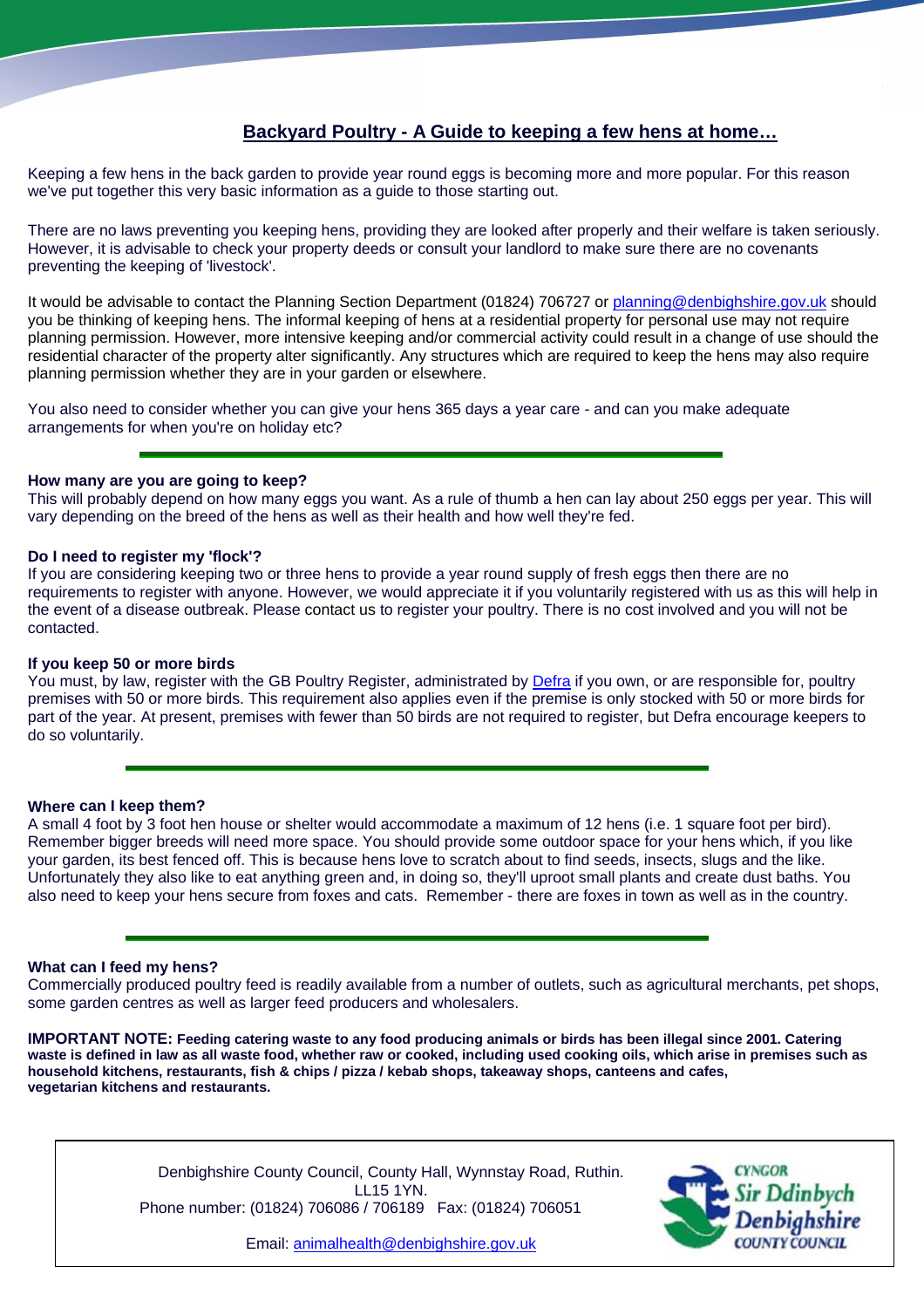# Backyard Poultry - A Guide to keeping a few hens at home…

Keeping a few hens in the back garden to provide year round eggs is becoming more and more popular. For this reason we've put together this very basic information as a guide to those starting out.

There are no laws preventing you keeping hens, providing they are looked after properly and their welfare is taken seriously. However, it is advisable to check your property deeds or consult your landlord to make sure there are no covenants preventing the keeping of 'livestock'.

It would be advisable to contact the Planning Section Department (01824) 706727 or planning@denbighshire.gov.uk should you be thinking of keeping hens. The informal keeping of hens at a residential property for personal use may not require planning permission. However, more intensive keeping and/or commercial activity could result in a change of use should the residential character of the property alter significantly. Any structures which are required to keep the hens may also require planning permission whether they are in your garden or elsewhere.

You also need to consider whether you can give your hens 365 days a year care - and can you make adequate arrangements for when you're on holiday etc?

---

**How many are you are going to keep?**
This will probably depend on how many eggs you want. As a rule of thumb a hen can lay about 250 eggs per year. This will vary depending on the breed of the hens as well as their health and how well they're fed.

**Do I need to register my 'flock'?**
If you are considering keeping two or three hens to provide a year round supply of fresh eggs then there are no requirements to register with anyone. However, we would appreciate it if you voluntarily registered with us as this will help in the event of a disease outbreak. Please contact us to register your poultry. There is no cost involved and you will not be contacted.

**If you keep 50 or more birds**
You must, by law, register with the GB Poultry Register, administrated by Defra if you own, or are responsible for, poultry premises with 50 or more birds. This requirement also applies even if the premise is only stocked with 50 or more birds for part of the year. At present, premises with fewer than 50 birds are not required to register, but Defra encourage keepers to do so voluntarily.

---

**Where can I keep them?**
A small 4 foot by 3 foot hen house or shelter would accommodate a maximum of 12 hens (i.e. 1 square foot per bird). Remember bigger breeds will need more space. You should provide some outdoor space for your hens which, if you like your garden, its best fenced off. This is because hens love to scratch about to find seeds, insects, slugs and the like. Unfortunately they also like to eat anything green and, in doing so, they'll uproot small plants and create dust baths. You also need to keep your hens secure from foxes and cats. Remember - there are foxes in town as well as in the country.

---

**What can I feed my hens?**
Commercially produced poultry feed is readily available from a number of outlets, such as agricultural merchants, pet shops, some garden centres as well as larger feed producers and wholesalers.

**IMPORTANT NOTE: Feeding catering waste to any food producing animals or birds has been illegal since 2001. Catering waste is defined in law as all waste food, whether raw or cooked, including used cooking oils, which arise in premises such as household kitchens, restaurants, fish & chips / pizza / kebab shops, takeaway shops, canteens and cafes, vegetarian kitchens and restaurants.**

Denbighshire County Council, County Hall, Wynnstay Road, Ruthin. LL15 1YN.
Phone number: (01824) 706086 / 706189 Fax: (01824) 706051

Email: animalhealth@denbighshire.gov.uk

CYNGOR Sir Ddinbych Denbighshire COUNTY COUNCIL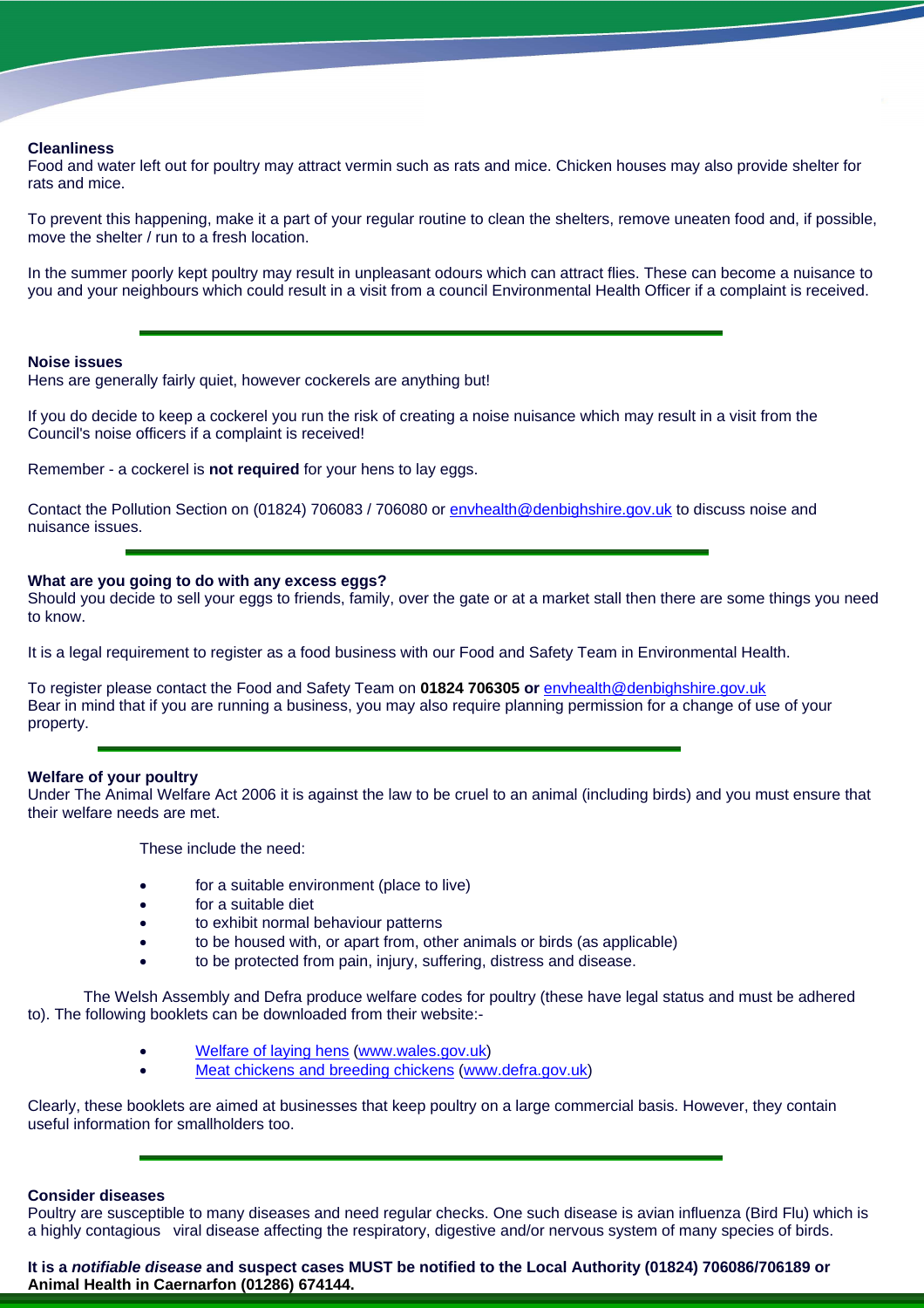**Cleanliness**

Food and water left out for poultry may attract vermin such as rats and mice. Chicken houses may also provide shelter for rats and mice.

To prevent this happening, make it a part of your regular routine to clean the shelters, remove uneaten food and, if possible, move the shelter / run to a fresh location.

In the summer poorly kept poultry may result in unpleasant odours which can attract flies. These can become a nuisance to you and your neighbours which could result in a visit from a council Environmental Health Officer if a complaint is received.

---

**Noise issues**

Hens are generally fairly quiet, however cockerels are anything but!

If you do decide to keep a cockerel you run the risk of creating a noise nuisance which may result in a visit from the Council's noise officers if a complaint is received!

Remember - a cockerel is **not required** for your hens to lay eggs.

Contact the Pollution Section on (01824) 706083 / 706080 or envhealth@denbighshire.gov.uk to discuss noise and nuisance issues.

---

**What are you going to do with any excess eggs?**

Should you decide to sell your eggs to friends, family, over the gate or at a market stall then there are some things you need to know.

It is a legal requirement to register as a food business with our Food and Safety Team in Environmental Health.

To register please contact the Food and Safety Team on **01824 706305 or** envhealth@denbighshire.gov.uk
Bear in mind that if you are running a business, you may also require planning permission for a change of use of your property.

---

**Welfare of your poultry**

Under The Animal Welfare Act 2006 it is against the law to be cruel to an animal (including birds) and you must ensure that their welfare needs are met.

These include the need:

- for a suitable environment (place to live)
- for a suitable diet
- to exhibit normal behaviour patterns
- to be housed with, or apart from, other animals or birds (as applicable)
- to be protected from pain, injury, suffering, distress and disease.

The Welsh Assembly and Defra produce welfare codes for poultry (these have legal status and must be adhered to). The following booklets can be downloaded from their website:-

- Welfare of laying hens (www.wales.gov.uk)
- Meat chickens and breeding chickens (www.defra.gov.uk)

Clearly, these booklets are aimed at businesses that keep poultry on a large commercial basis. However, they contain useful information for smallholders too.

---

**Consider diseases**

Poultry are susceptible to many diseases and need regular checks. One such disease is avian influenza (Bird Flu) which is a highly contagious viral disease affecting the respiratory, digestive and/or nervous system of many species of birds.

**It is a *notifiable disease* and suspect cases MUST be notified to the Local Authority (01824) 706086/706189 or Animal Health in Caernarfon (01286) 674144.**